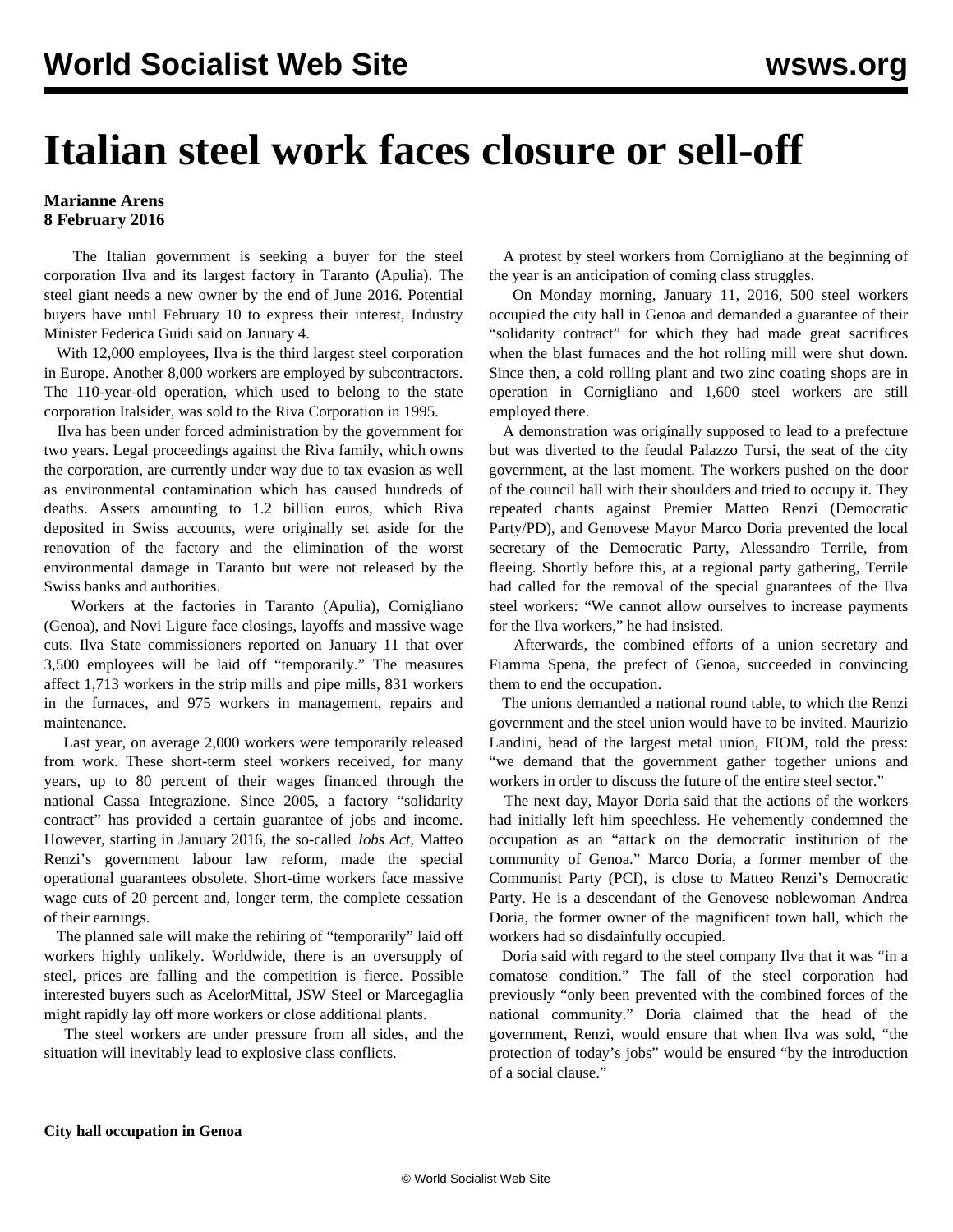# Italian steel work faces closure or sell-off

**Marianne Arens**
**8 February 2016**

The Italian government is seeking a buyer for the steel corporation Ilva and its largest factory in Taranto (Apulia). The steel giant needs a new owner by the end of June 2016. Potential buyers have until February 10 to express their interest, Industry Minister Federica Guidi said on January 4.

With 12,000 employees, Ilva is the third largest steel corporation in Europe. Another 8,000 workers are employed by subcontractors. The 110-year-old operation, which used to belong to the state corporation Italsider, was sold to the Riva Corporation in 1995.

Ilva has been under forced administration by the government for two years. Legal proceedings against the Riva family, which owns the corporation, are currently under way due to tax evasion as well as environmental contamination which has caused hundreds of deaths. Assets amounting to 1.2 billion euros, which Riva deposited in Swiss accounts, were originally set aside for the renovation of the factory and the elimination of the worst environmental damage in Taranto but were not released by the Swiss banks and authorities.

Workers at the factories in Taranto (Apulia), Cornigliano (Genoa), and Novi Ligure face closings, layoffs and massive wage cuts. Ilva State commissioners reported on January 11 that over 3,500 employees will be laid off "temporarily." The measures affect 1,713 workers in the strip mills and pipe mills, 831 workers in the furnaces, and 975 workers in management, repairs and maintenance.

Last year, on average 2,000 workers were temporarily released from work. These short-term steel workers received, for many years, up to 80 percent of their wages financed through the national Cassa Integrazione. Since 2005, a factory "solidarity contract" has provided a certain guarantee of jobs and income. However, starting in January 2016, the so-called *Jobs Act*, Matteo Renzi's government labour law reform, made the special operational guarantees obsolete. Short-time workers face massive wage cuts of 20 percent and, longer term, the complete cessation of their earnings.

The planned sale will make the rehiring of "temporarily" laid off workers highly unlikely. Worldwide, there is an oversupply of steel, prices are falling and the competition is fierce. Possible interested buyers such as AcelorMittal, JSW Steel or Marcegaglia might rapidly lay off more workers or close additional plants.

The steel workers are under pressure from all sides, and the situation will inevitably lead to explosive class conflicts.

**City hall occupation in Genoa**

A protest by steel workers from Cornigliano at the beginning of the year is an anticipation of coming class struggles.

On Monday morning, January 11, 2016, 500 steel workers occupied the city hall in Genoa and demanded a guarantee of their "solidarity contract" for which they had made great sacrifices when the blast furnaces and the hot rolling mill were shut down. Since then, a cold rolling plant and two zinc coating shops are in operation in Cornigliano and 1,600 steel workers are still employed there.

A demonstration was originally supposed to lead to a prefecture but was diverted to the feudal Palazzo Tursi, the seat of the city government, at the last moment. The workers pushed on the door of the council hall with their shoulders and tried to occupy it. They repeated chants against Premier Matteo Renzi (Democratic Party/PD), and Genovese Mayor Marco Doria prevented the local secretary of the Democratic Party, Alessandro Terrile, from fleeing. Shortly before this, at a regional party gathering, Terrile had called for the removal of the special guarantees of the Ilva steel workers: "We cannot allow ourselves to increase payments for the Ilva workers," he had insisted.

Afterwards, the combined efforts of a union secretary and Fiamma Spena, the prefect of Genoa, succeeded in convincing them to end the occupation.

The unions demanded a national round table, to which the Renzi government and the steel union would have to be invited. Maurizio Landini, head of the largest metal union, FIOM, told the press: "we demand that the government gather together unions and workers in order to discuss the future of the entire steel sector."

The next day, Mayor Doria said that the actions of the workers had initially left him speechless. He vehemently condemned the occupation as an "attack on the democratic institution of the community of Genoa." Marco Doria, a former member of the Communist Party (PCI), is close to Matteo Renzi's Democratic Party. He is a descendant of the Genovese noblewoman Andrea Doria, the former owner of the magnificent town hall, which the workers had so disdainfully occupied.

Doria said with regard to the steel company Ilva that it was "in a comatose condition." The fall of the steel corporation had previously "only been prevented with the combined forces of the national community." Doria claimed that the head of the government, Renzi, would ensure that when Ilva was sold, "the protection of today's jobs" would be ensured "by the introduction of a social clause."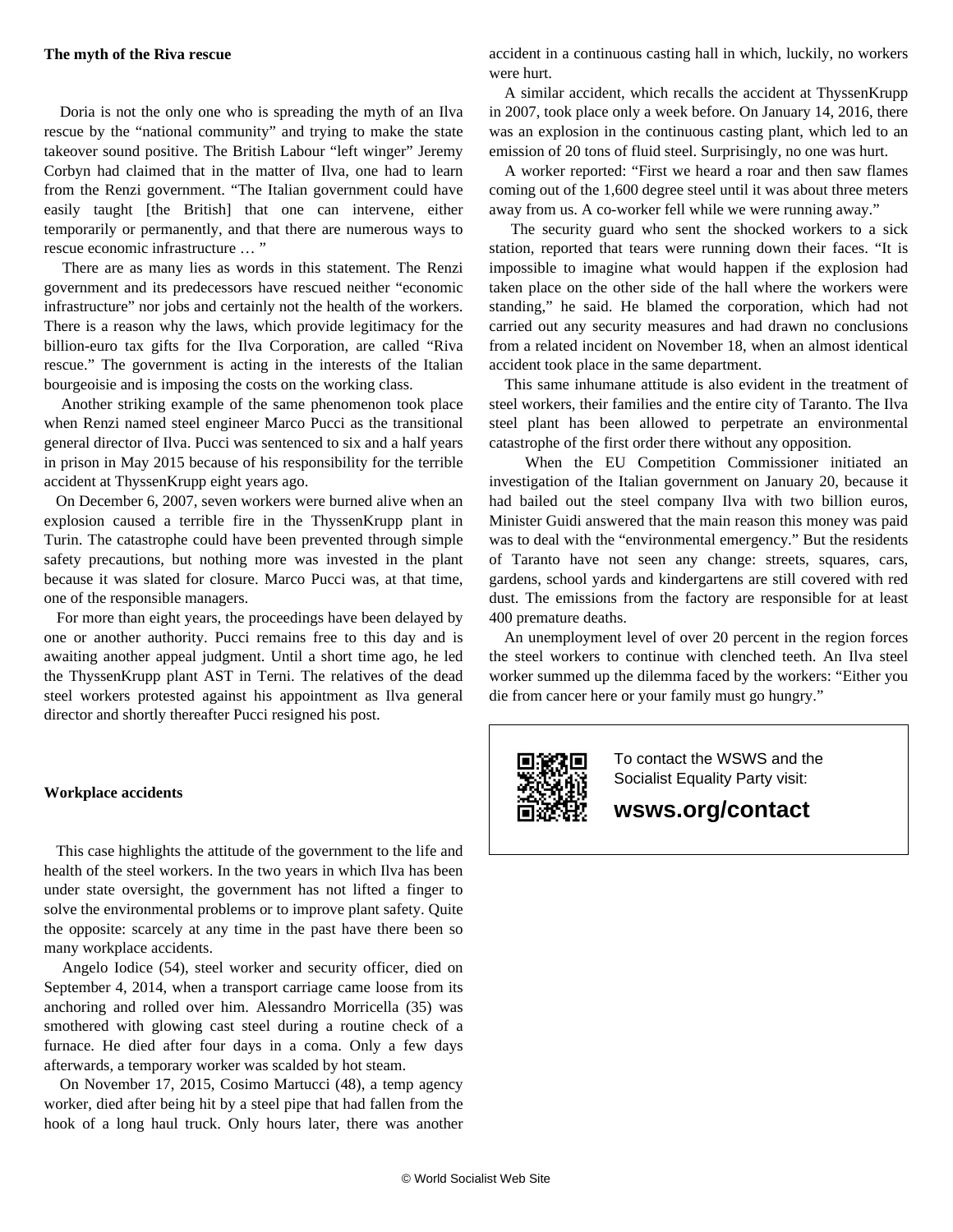**The myth of the Riva rescue**

Doria is not the only one who is spreading the myth of an Ilva rescue by the "national community" and trying to make the state takeover sound positive. The British Labour "left winger" Jeremy Corbyn had claimed that in the matter of Ilva, one had to learn from the Renzi government. "The Italian government could have easily taught [the British] that one can intervene, either temporarily or permanently, and that there are numerous ways to rescue economic infrastructure … "

There are as many lies as words in this statement. The Renzi government and its predecessors have rescued neither "economic infrastructure" nor jobs and certainly not the health of the workers. There is a reason why the laws, which provide legitimacy for the billion-euro tax gifts for the Ilva Corporation, are called "Riva rescue." The government is acting in the interests of the Italian bourgeoisie and is imposing the costs on the working class.

Another striking example of the same phenomenon took place when Renzi named steel engineer Marco Pucci as the transitional general director of Ilva. Pucci was sentenced to six and a half years in prison in May 2015 because of his responsibility for the terrible accident at ThyssenKrupp eight years ago.

On December 6, 2007, seven workers were burned alive when an explosion caused a terrible fire in the ThyssenKrupp plant in Turin. The catastrophe could have been prevented through simple safety precautions, but nothing more was invested in the plant because it was slated for closure. Marco Pucci was, at that time, one of the responsible managers.

For more than eight years, the proceedings have been delayed by one or another authority. Pucci remains free to this day and is awaiting another appeal judgment. Until a short time ago, he led the ThyssenKrupp plant AST in Terni. The relatives of the dead steel workers protested against his appointment as Ilva general director and shortly thereafter Pucci resigned his post.

**Workplace accidents**

This case highlights the attitude of the government to the life and health of the steel workers. In the two years in which Ilva has been under state oversight, the government has not lifted a finger to solve the environmental problems or to improve plant safety. Quite the opposite: scarcely at any time in the past have there been so many workplace accidents.

Angelo Iodice (54), steel worker and security officer, died on September 4, 2014, when a transport carriage came loose from its anchoring and rolled over him. Alessandro Morricella (35) was smothered with glowing cast steel during a routine check of a furnace. He died after four days in a coma. Only a few days afterwards, a temporary worker was scalded by hot steam.

On November 17, 2015, Cosimo Martucci (48), a temp agency worker, died after being hit by a steel pipe that had fallen from the hook of a long haul truck. Only hours later, there was another accident in a continuous casting hall in which, luckily, no workers were hurt.

A similar accident, which recalls the accident at ThyssenKrupp in 2007, took place only a week before. On January 14, 2016, there was an explosion in the continuous casting plant, which led to an emission of 20 tons of fluid steel. Surprisingly, no one was hurt.

A worker reported: "First we heard a roar and then saw flames coming out of the 1,600 degree steel until it was about three meters away from us. A co-worker fell while we were running away."

The security guard who sent the shocked workers to a sick station, reported that tears were running down their faces. "It is impossible to imagine what would happen if the explosion had taken place on the other side of the hall where the workers were standing," he said. He blamed the corporation, which had not carried out any security measures and had drawn no conclusions from a related incident on November 18, when an almost identical accident took place in the same department.

This same inhumane attitude is also evident in the treatment of steel workers, their families and the entire city of Taranto. The Ilva steel plant has been allowed to perpetrate an environmental catastrophe of the first order there without any opposition.

When the EU Competition Commissioner initiated an investigation of the Italian government on January 20, because it had bailed out the steel company Ilva with two billion euros, Minister Guidi answered that the main reason this money was paid was to deal with the "environmental emergency." But the residents of Taranto have not seen any change: streets, squares, cars, gardens, school yards and kindergartens are still covered with red dust. The emissions from the factory are responsible for at least 400 premature deaths.

An unemployment level of over 20 percent in the region forces the steel workers to continue with clenched teeth. An Ilva steel worker summed up the dilemma faced by the workers: "Either you die from cancer here or your family must go hungry."

To contact the WSWS and the Socialist Equality Party visit:

**wsws.org/contact**